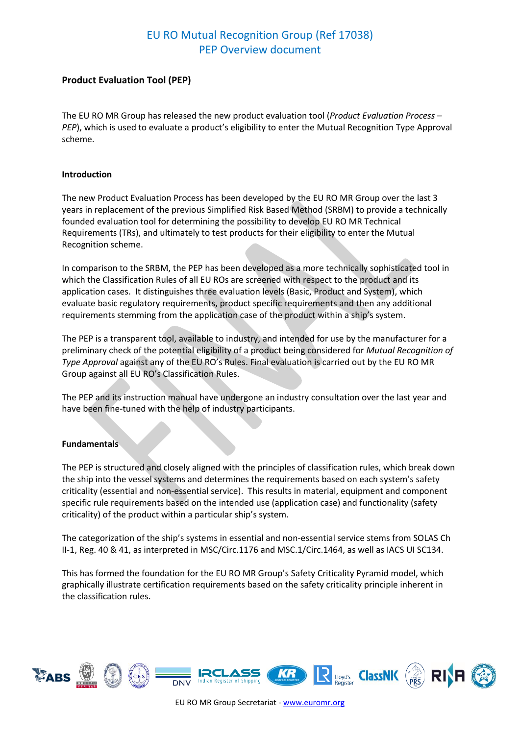# EU RO Mutual Recognition Group (Ref 17038)
# PEP Overview document

## Product Evaluation Tool (PEP)

The EU RO MR Group has released the new product evaluation tool (*Product Evaluation Process – PEP*), which is used to evaluate a product's eligibility to enter the Mutual Recognition Type Approval scheme.

### Introduction

The new Product Evaluation Process has been developed by the EU RO MR Group over the last 3 years in replacement of the previous Simplified Risk Based Method (SRBM) to provide a technically founded evaluation tool for determining the possibility to develop EU RO MR Technical Requirements (TRs), and ultimately to test products for their eligibility to enter the Mutual Recognition scheme.

In comparison to the SRBM, the PEP has been developed as a more technically sophisticated tool in which the Classification Rules of all EU ROs are screened with respect to the product and its application cases. It distinguishes three evaluation levels (Basic, Product and System), which evaluate basic regulatory requirements, product specific requirements and then any additional requirements stemming from the application case of the product within a ship's system.

The PEP is a transparent tool, available to industry, and intended for use by the manufacturer for a preliminary check of the potential eligibility of a product being considered for *Mutual Recognition of Type Approval* against any of the EU RO's Rules. Final evaluation is carried out by the EU RO MR Group against all EU RO's Classification Rules.

The PEP and its instruction manual have undergone an industry consultation over the last year and have been fine-tuned with the help of industry participants.

### Fundamentals

The PEP is structured and closely aligned with the principles of classification rules, which break down the ship into the vessel systems and determines the requirements based on each system's safety criticality (essential and non-essential service). This results in material, equipment and component specific rule requirements based on the intended use (application case) and functionality (safety criticality) of the product within a particular ship's system.

The categorization of the ship's systems in essential and non-essential service stems from SOLAS Ch II-1, Reg. 40 & 41, as interpreted in MSC/Circ.1176 and MSC.1/Circ.1464, as well as IACS UI SC134.

This has formed the foundation for the EU RO MR Group's Safety Criticality Pyramid model, which graphically illustrate certification requirements based on the safety criticality principle inherent in the classification rules.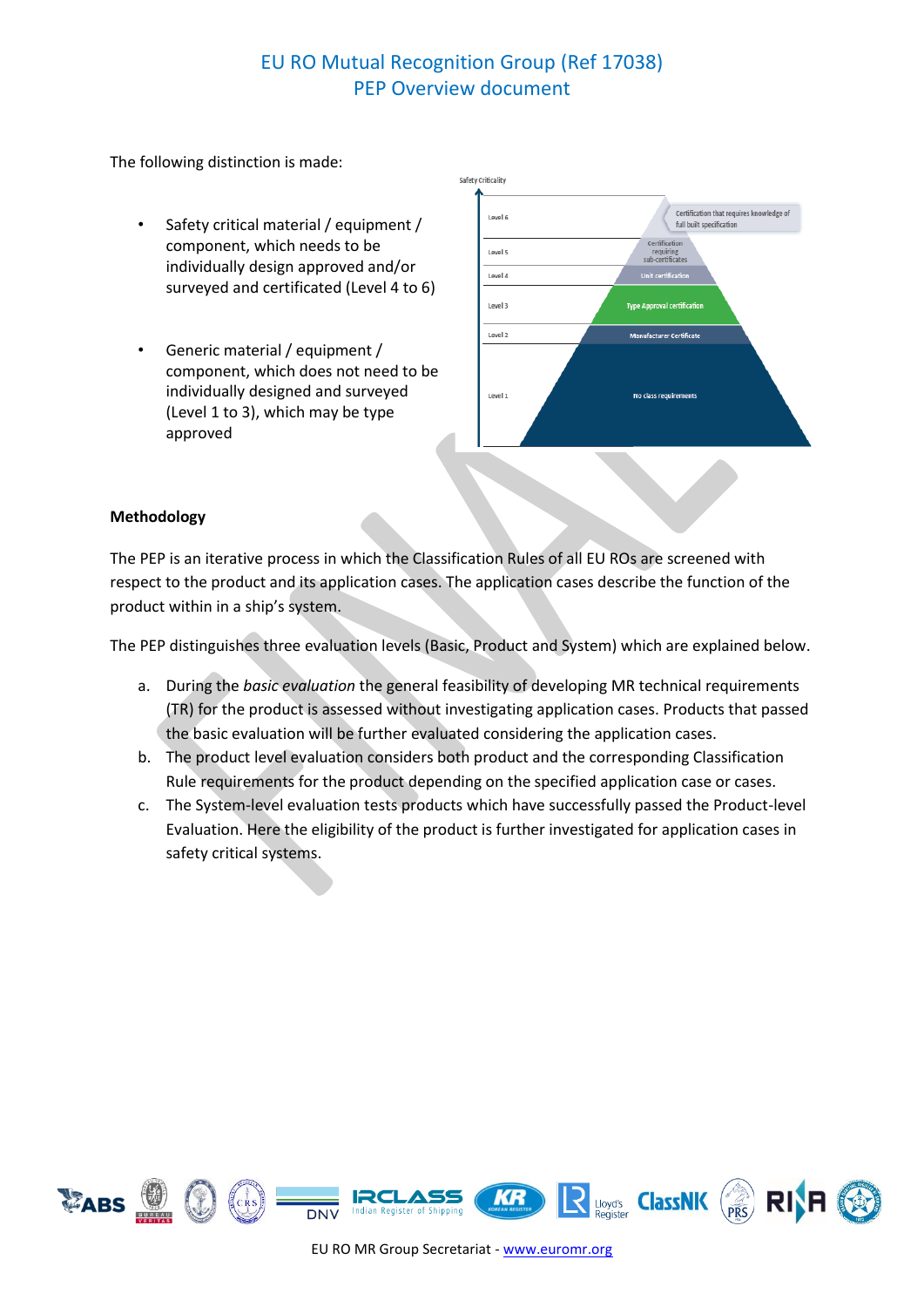The following distinction is made:

- Safety critical material / equipment / component, which needs to be individually design approved and/or surveyed and certificated (Level 4 to 6)

- Generic material / equipment / component, which does not need to be individually designed and surveyed (Level 1 to 3), which may be type approved

Safety Criticality

| Level | Requirement |
|---|---|
| Level 6 | Certification that requires knowledge of full built specification |
| Level 5 | Certification requiring sub-certificates |
| Level 4 | Unit certification |
| Level 3 | Type Approval certification |
| Level 2 | Manufacturer Certificate |
| Level 1 | No class requirements |

**Methodology**

The PEP is an iterative process in which the Classification Rules of all EU ROs are screened with respect to the product and its application cases. The application cases describe the function of the product within in a ship's system.

The PEP distinguishes three evaluation levels (Basic, Product and System) which are explained below.

a. During the *basic evaluation* the general feasibility of developing MR technical requirements (TR) for the product is assessed without investigating application cases. Products that passed the basic evaluation will be further evaluated considering the application cases.
b. The product level evaluation considers both product and the corresponding Classification Rule requirements for the product depending on the specified application case or cases.
c. The System-level evaluation tests products which have successfully passed the Product-level Evaluation. Here the eligibility of the product is further investigated for application cases in safety critical systems.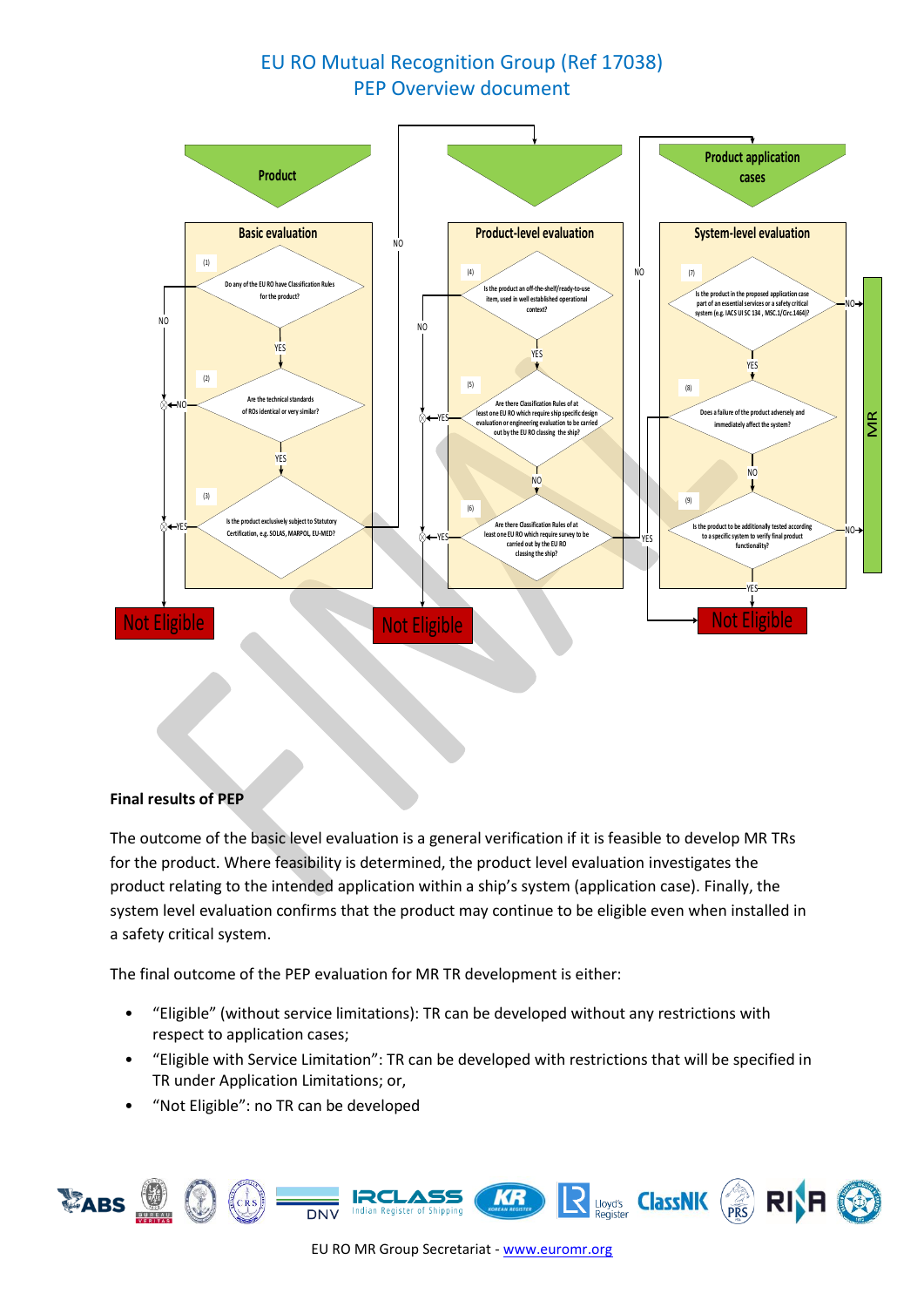# EU RO Mutual Recognition Group (Ref 17038)
## PEP Overview document

**Product**

**Basic evaluation**

(1) Do any of the EU RO have Classification Rules for the product?

NO → Not Eligible; YES ↓

(2) Are the technical standards of ROs identical or very similar?

NO → Not Eligible; YES ↓

(3) Is the product exclusively subject to Statutory Certification, e.g. SOLAS, MARPOL, EU-MED?

YES → Not Eligible; NO → Product-level evaluation

**Product-level evaluation**

(4) Is the product an off-the-shelf/ready-to-use item, used in well established operational context?

NO → Not Eligible; YES ↓

(5) Are there Classification Rules of at least one EU RO which require ship specific design evaluation or engineering evaluation to be carried out by the EU RO classing the ship?

YES → Not Eligible; NO ↓

(6) Are there Classification Rules of at least one EU RO which require survey to be carried out by the EU RO classing the ship?

YES → Not Eligible; NO → Product application cases

**Product application cases**

**System-level evaluation**

(7) Is the product in the proposed application case part of an essential services or a safety critical system (e.g. IACS UI SC 134 , MSC.1/Circ.1464)?

NO → MR; YES ↓

(8) Does a failure of the product adversely and immediately affect the system?

YES → Not Eligible; NO ↓

(9) Is the product to be additionally tested according to a specific system to verify final product functionality?

NO → MR; YES → Not Eligible

**Final results of PEP**

The outcome of the basic level evaluation is a general verification if it is feasible to develop MR TRs for the product. Where feasibility is determined, the product level evaluation investigates the product relating to the intended application within a ship's system (application case). Finally, the system level evaluation confirms that the product may continue to be eligible even when installed in a safety critical system.

The final outcome of the PEP evaluation for MR TR development is either:

- "Eligible" (without service limitations): TR can be developed without any restrictions with respect to application cases;
- "Eligible with Service Limitation": TR can be developed with restrictions that will be specified in TR under Application Limitations; or,
- "Not Eligible": no TR can be developed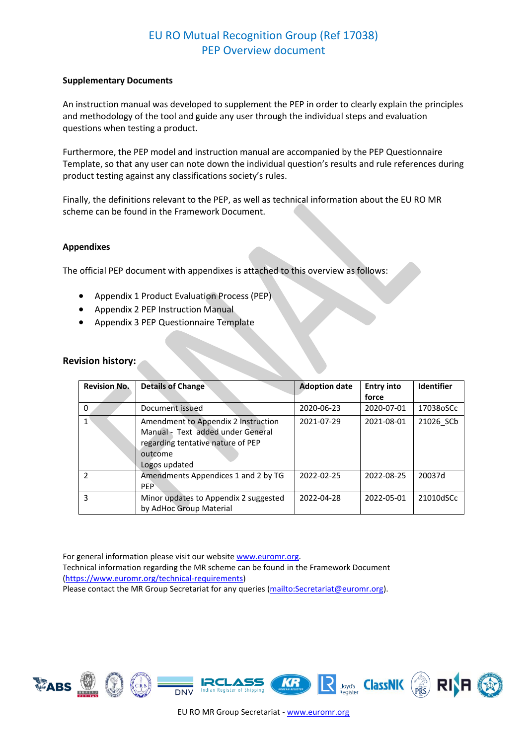**Supplementary Documents**

An instruction manual was developed to supplement the PEP in order to clearly explain the principles and methodology of the tool and guide any user through the individual steps and evaluation questions when testing a product.

Furthermore, the PEP model and instruction manual are accompanied by the PEP Questionnaire Template, so that any user can note down the individual question's results and rule references during product testing against any classifications society's rules.

Finally, the definitions relevant to the PEP, as well as technical information about the EU RO MR scheme can be found in the Framework Document.

**Appendixes**

The official PEP document with appendixes is attached to this overview as follows:

- Appendix 1 Product Evaluation Process (PEP)
- Appendix 2 PEP Instruction Manual
- Appendix 3 PEP Questionnaire Template

## Revision history:

| Revision No. | Details of Change | Adoption date | Entry into force | Identifier |
|---|---|---|---|---|
| 0 | Document issued | 2020-06-23 | 2020-07-01 | 17038oSCc |
| 1 | Amendment to Appendix 2 Instruction Manual - Text added under General regarding tentative nature of PEP outcome<br>Logos updated | 2021-07-29 | 2021-08-01 | 21026_SCb |
| 2 | Amendments Appendices 1 and 2 by TG PEP | 2022-02-25 | 2022-08-25 | 20037d |
| 3 | Minor updates to Appendix 2 suggested by AdHoc Group Material | 2022-04-28 | 2022-05-01 | 21010dSCc |

For general information please visit our website www.euromr.org.
Technical information regarding the MR scheme can be found in the Framework Document (https://www.euromr.org/technical-requirements)
Please contact the MR Group Secretariat for any queries (mailto:Secretariat@euromr.org).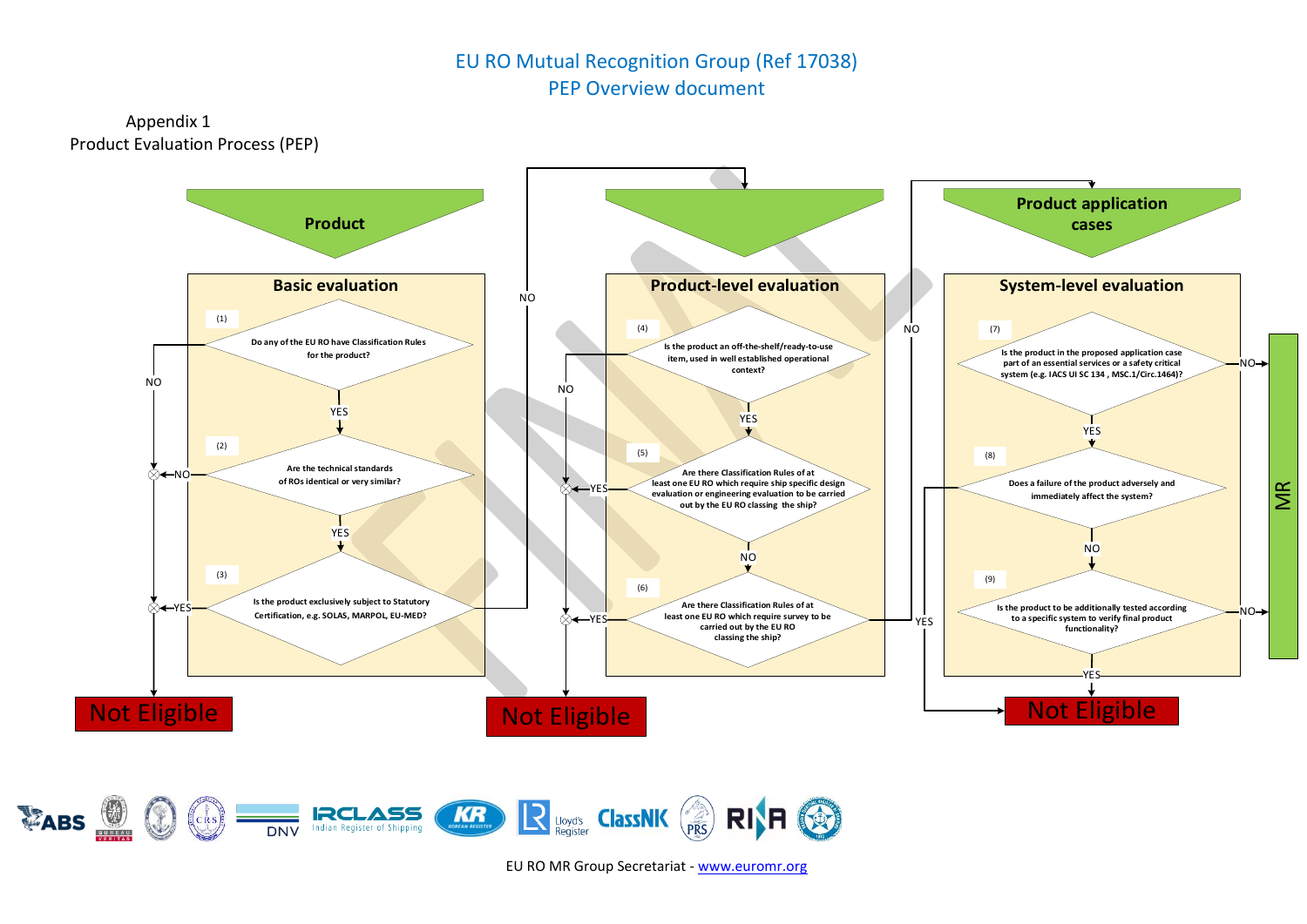# EU RO Mutual Recognition Group (Ref 17038)
# PEP Overview document

Appendix 1
Product Evaluation Process (PEP)

## Product

### Basic evaluation

(1) Do any of the EU RO have Classification Rules for the product?
- NO → Not Eligible
- YES → (2)

(2) Are the technical standards of ROs identical or very similar?
- NO → Not Eligible
- YES → (3)

(3) Is the product exclusively subject to Statutory Certification, e.g. SOLAS, MARPOL, EU-MED?
- YES → Not Eligible
- NO → Product-level evaluation (4)

### Product-level evaluation

(4) Is the product an off-the-shelf/ready-to-use item, used in well established operational context?
- NO → Not Eligible
- YES → (5)

(5) Are there Classification Rules of at least one EU RO which require ship specific design evaluation or engineering evaluation to be carried out by the EU RO classing the ship?
- YES → Not Eligible
- NO → (6)

(6) Are there Classification Rules of at least one EU RO which require survey to be carried out by the EU RO classing the ship?
- YES → Not Eligible
- NO → Product application cases / System-level evaluation (7)

## Product application cases

### System-level evaluation

(7) Is the product in the proposed application case part of an essential services or a safety critical system (e.g. IACS UI SC 134 , MSC.1/Circ.1464)?
- NO → MR
- YES → (8)

(8) Does a failure of the product adversely and immediately affect the system?
- YES → Not Eligible
- NO → (9)

(9) Is the product to be additionally tested according to a specific system to verify final product functionality?
- NO → MR
- YES → Not Eligible

EU RO MR Group Secretariat - www.euromr.org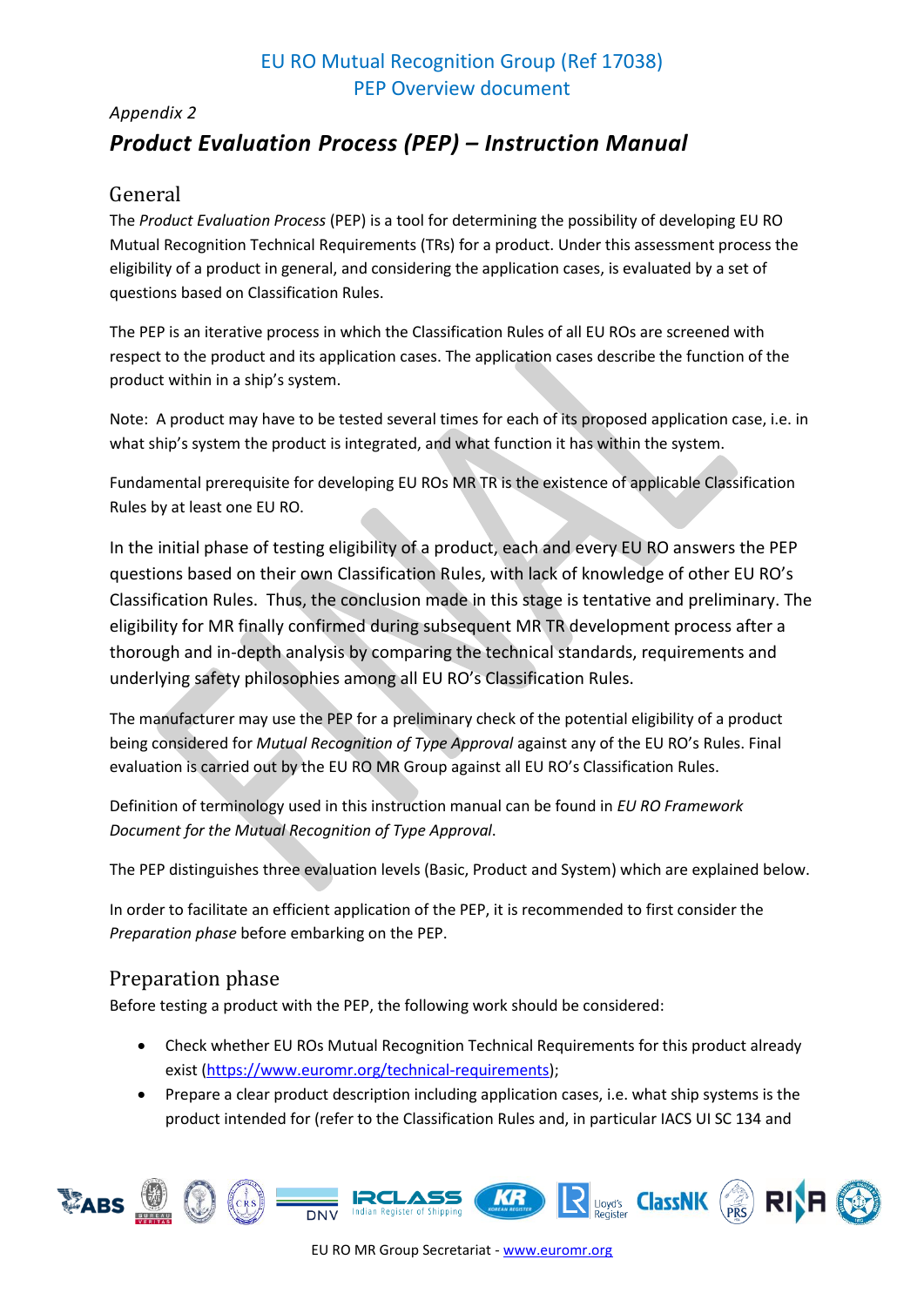## Appendix 2

# *Product Evaluation Process (PEP) – Instruction Manual*

## General

The *Product Evaluation Process* (PEP) is a tool for determining the possibility of developing EU RO Mutual Recognition Technical Requirements (TRs) for a product. Under this assessment process the eligibility of a product in general, and considering the application cases, is evaluated by a set of questions based on Classification Rules.

The PEP is an iterative process in which the Classification Rules of all EU ROs are screened with respect to the product and its application cases. The application cases describe the function of the product within in a ship's system.

Note: A product may have to be tested several times for each of its proposed application case, i.e. in what ship's system the product is integrated, and what function it has within the system.

Fundamental prerequisite for developing EU ROs MR TR is the existence of applicable Classification Rules by at least one EU RO.

In the initial phase of testing eligibility of a product, each and every EU RO answers the PEP questions based on their own Classification Rules, with lack of knowledge of other EU RO's Classification Rules. Thus, the conclusion made in this stage is tentative and preliminary. The eligibility for MR finally confirmed during subsequent MR TR development process after a thorough and in-depth analysis by comparing the technical standards, requirements and underlying safety philosophies among all EU RO's Classification Rules.

The manufacturer may use the PEP for a preliminary check of the potential eligibility of a product being considered for *Mutual Recognition of Type Approval* against any of the EU RO's Rules. Final evaluation is carried out by the EU RO MR Group against all EU RO's Classification Rules.

Definition of terminology used in this instruction manual can be found in *EU RO Framework Document for the Mutual Recognition of Type Approval*.

The PEP distinguishes three evaluation levels (Basic, Product and System) which are explained below.

In order to facilitate an efficient application of the PEP, it is recommended to first consider the *Preparation phase* before embarking on the PEP.

## Preparation phase

Before testing a product with the PEP, the following work should be considered:

- Check whether EU ROs Mutual Recognition Technical Requirements for this product already exist (https://www.euromr.org/technical-requirements);
- Prepare a clear product description including application cases, i.e. what ship systems is the product intended for (refer to the Classification Rules and, in particular IACS UI SC 134 and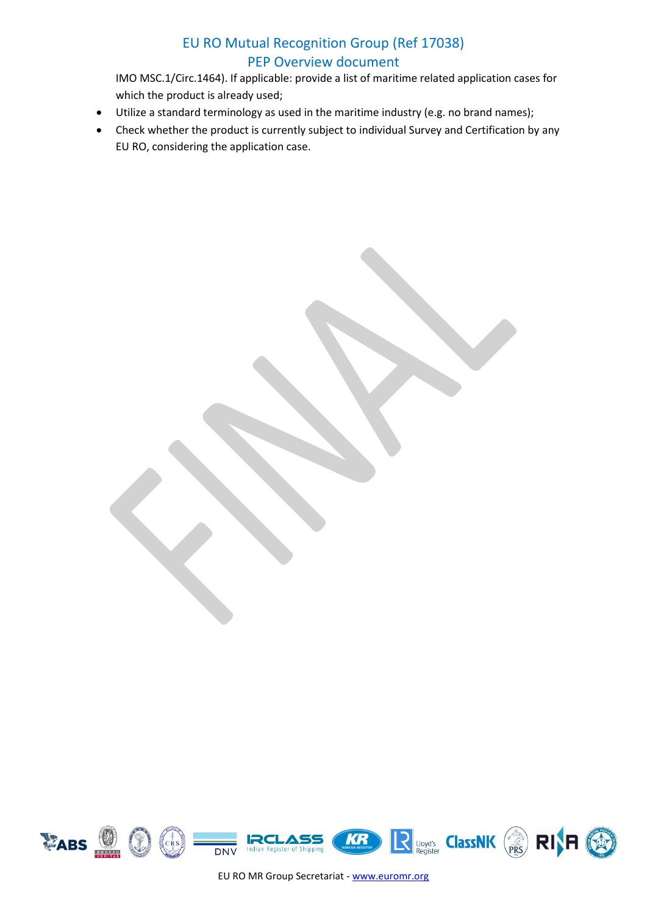IMO MSC.1/Circ.1464). If applicable: provide a list of maritime related application cases for which the product is already used;

- Utilize a standard terminology as used in the maritime industry (e.g. no brand names);
- Check whether the product is currently subject to individual Survey and Certification by any EU RO, considering the application case.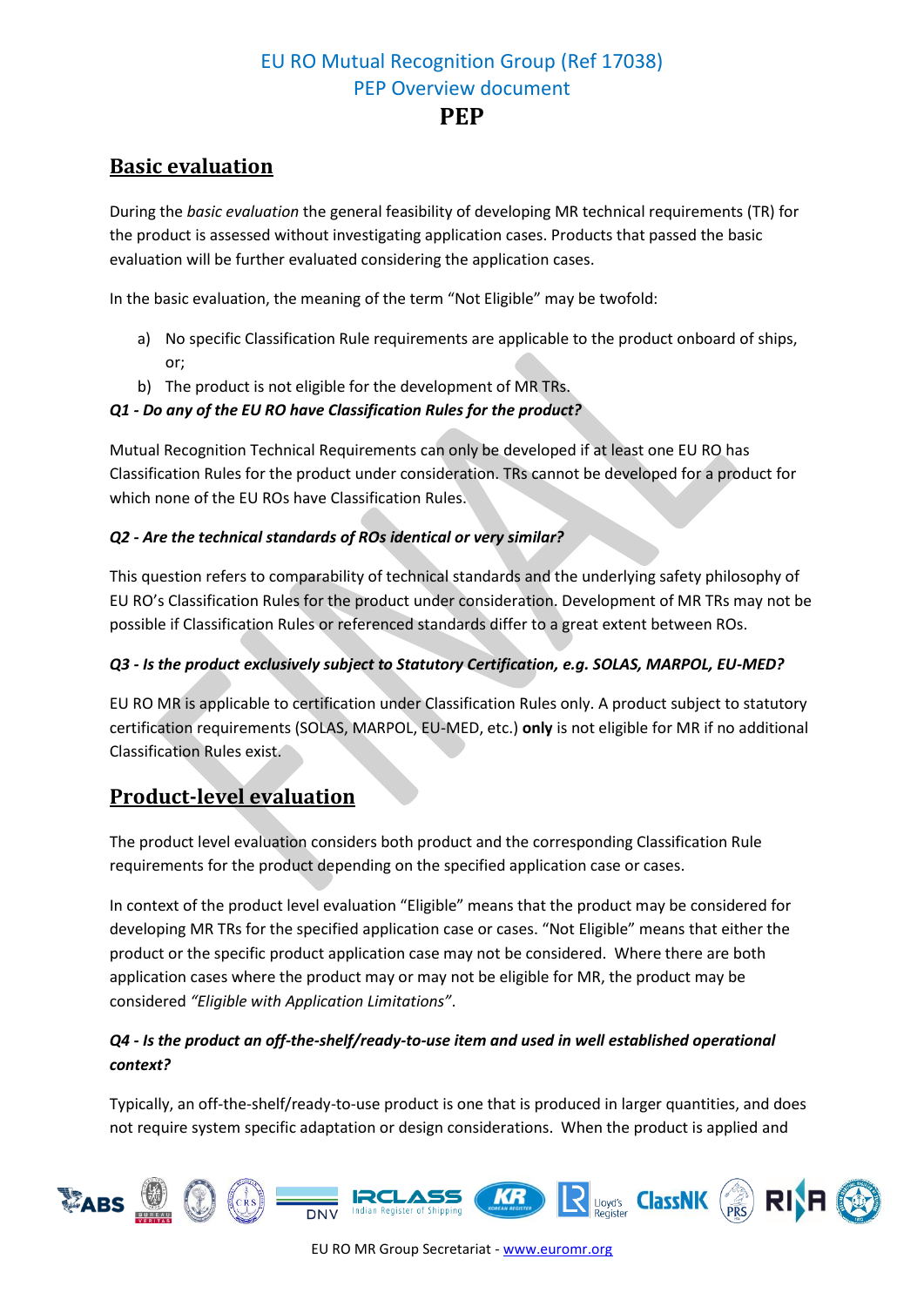# PEP

## Basic evaluation

During the *basic evaluation* the general feasibility of developing MR technical requirements (TR) for the product is assessed without investigating application cases. Products that passed the basic evaluation will be further evaluated considering the application cases.

In the basic evaluation, the meaning of the term “Not Eligible” may be twofold:

a) No specific Classification Rule requirements are applicable to the product onboard of ships, or;
b) The product is not eligible for the development of MR TRs.

***Q1 - Do any of the EU RO have Classification Rules for the product?***

Mutual Recognition Technical Requirements can only be developed if at least one EU RO has Classification Rules for the product under consideration. TRs cannot be developed for a product for which none of the EU ROs have Classification Rules.

***Q2 - Are the technical standards of ROs identical or very similar?***

This question refers to comparability of technical standards and the underlying safety philosophy of EU RO’s Classification Rules for the product under consideration. Development of MR TRs may not be possible if Classification Rules or referenced standards differ to a great extent between ROs.

***Q3 - Is the product exclusively subject to Statutory Certification, e.g. SOLAS, MARPOL, EU-MED?***

EU RO MR is applicable to certification under Classification Rules only. A product subject to statutory certification requirements (SOLAS, MARPOL, EU-MED, etc.) **only** is not eligible for MR if no additional Classification Rules exist.

## Product-level evaluation

The product level evaluation considers both product and the corresponding Classification Rule requirements for the product depending on the specified application case or cases.

In context of the product level evaluation “Eligible” means that the product may be considered for developing MR TRs for the specified application case or cases. “Not Eligible” means that either the product or the specific product application case may not be considered. Where there are both application cases where the product may or may not be eligible for MR, the product may be considered *“Eligible with Application Limitations”*.

***Q4 - Is the product an off-the-shelf/ready-to-use item and used in well established operational context?***

Typically, an off-the-shelf/ready-to-use product is one that is produced in larger quantities, and does not require system specific adaptation or design considerations. When the product is applied and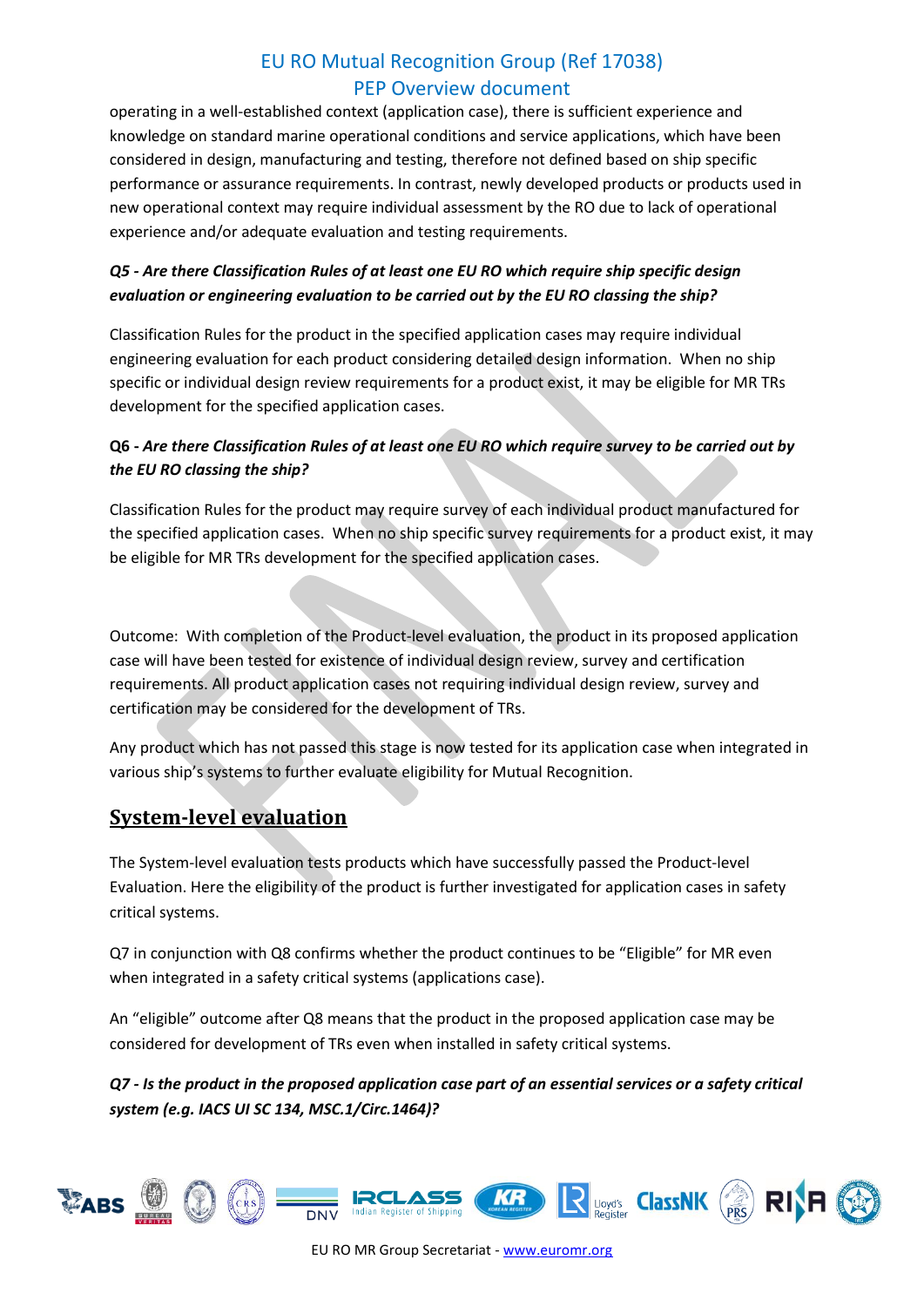operating in a well-established context (application case), there is sufficient experience and knowledge on standard marine operational conditions and service applications, which have been considered in design, manufacturing and testing, therefore not defined based on ship specific performance or assurance requirements. In contrast, newly developed products or products used in new operational context may require individual assessment by the RO due to lack of operational experience and/or adequate evaluation and testing requirements.

***Q5 - Are there Classification Rules of at least one EU RO which require ship specific design evaluation or engineering evaluation to be carried out by the EU RO classing the ship?***

Classification Rules for the product in the specified application cases may require individual engineering evaluation for each product considering detailed design information. When no ship specific or individual design review requirements for a product exist, it may be eligible for MR TRs development for the specified application cases.

**Q6 -** ***Are there Classification Rules of at least one EU RO which require survey to be carried out by the EU RO classing the ship?***

Classification Rules for the product may require survey of each individual product manufactured for the specified application cases. When no ship specific survey requirements for a product exist, it may be eligible for MR TRs development for the specified application cases.

Outcome: With completion of the Product-level evaluation, the product in its proposed application case will have been tested for existence of individual design review, survey and certification requirements. All product application cases not requiring individual design review, survey and certification may be considered for the development of TRs.

Any product which has not passed this stage is now tested for its application case when integrated in various ship's systems to further evaluate eligibility for Mutual Recognition.

## System-level evaluation

The System-level evaluation tests products which have successfully passed the Product-level Evaluation. Here the eligibility of the product is further investigated for application cases in safety critical systems.

Q7 in conjunction with Q8 confirms whether the product continues to be "Eligible" for MR even when integrated in a safety critical systems (applications case).

An "eligible" outcome after Q8 means that the product in the proposed application case may be considered for development of TRs even when installed in safety critical systems.

***Q7 - Is the product in the proposed application case part of an essential services or a safety critical system (e.g. IACS UI SC 134, MSC.1/Circ.1464)?***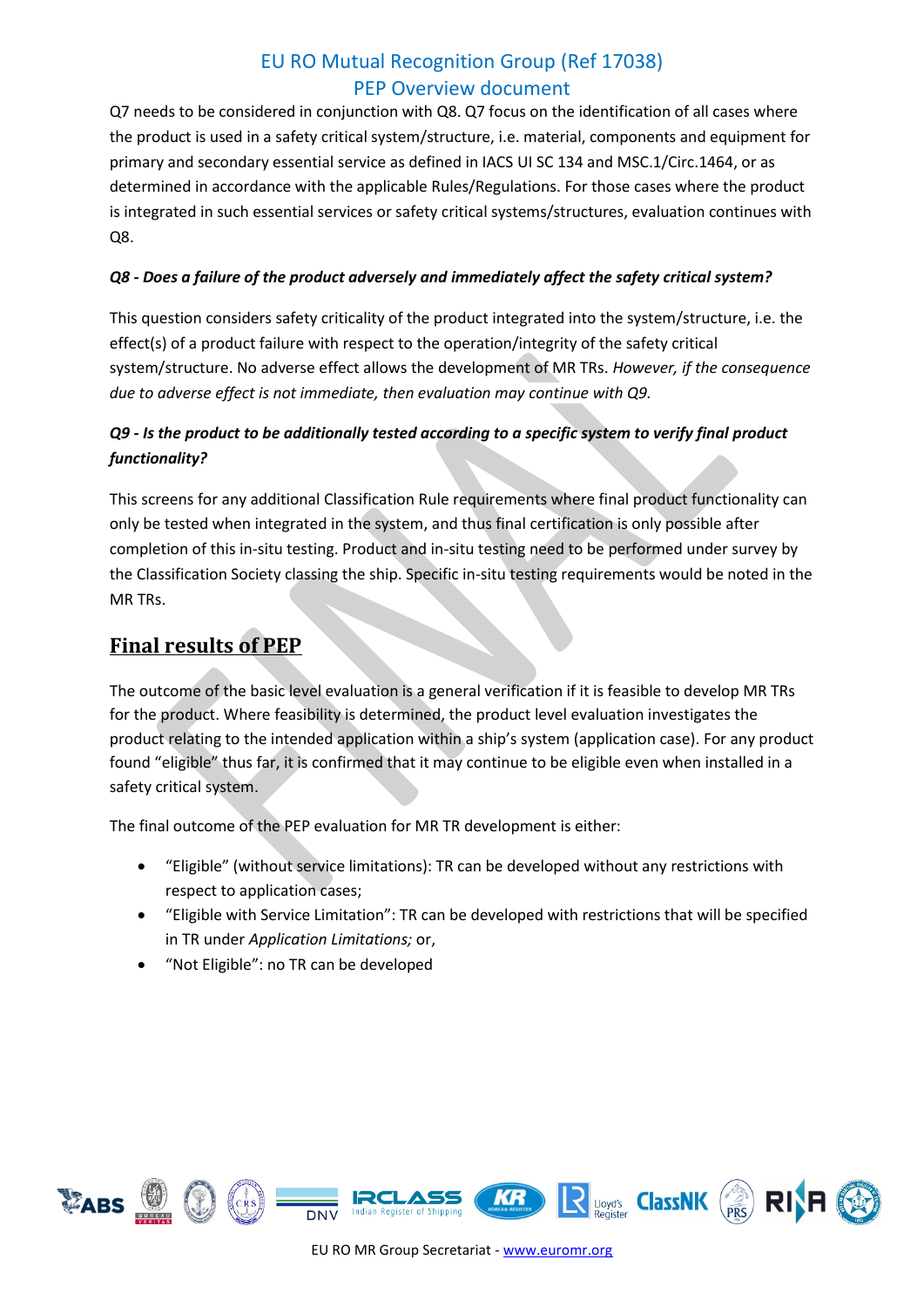Q7 needs to be considered in conjunction with Q8. Q7 focus on the identification of all cases where the product is used in a safety critical system/structure, i.e. material, components and equipment for primary and secondary essential service as defined in IACS UI SC 134 and MSC.1/Circ.1464, or as determined in accordance with the applicable Rules/Regulations. For those cases where the product is integrated in such essential services or safety critical systems/structures, evaluation continues with Q8.

***Q8 - Does a failure of the product adversely and immediately affect the safety critical system?***

This question considers safety criticality of the product integrated into the system/structure, i.e. the effect(s) of a product failure with respect to the operation/integrity of the safety critical system/structure. No adverse effect allows the development of MR TRs. *However, if the consequence due to adverse effect is not immediate, then evaluation may continue with Q9.*

***Q9 - Is the product to be additionally tested according to a specific system to verify final product functionality?***

This screens for any additional Classification Rule requirements where final product functionality can only be tested when integrated in the system, and thus final certification is only possible after completion of this in-situ testing. Product and in-situ testing need to be performed under survey by the Classification Society classing the ship. Specific in-situ testing requirements would be noted in the MR TRs.

## Final results of PEP

The outcome of the basic level evaluation is a general verification if it is feasible to develop MR TRs for the product. Where feasibility is determined, the product level evaluation investigates the product relating to the intended application within a ship's system (application case). For any product found "eligible" thus far, it is confirmed that it may continue to be eligible even when installed in a safety critical system.

The final outcome of the PEP evaluation for MR TR development is either:

- "Eligible" (without service limitations): TR can be developed without any restrictions with respect to application cases;
- "Eligible with Service Limitation": TR can be developed with restrictions that will be specified in TR under *Application Limitations;* or,
- "Not Eligible": no TR can be developed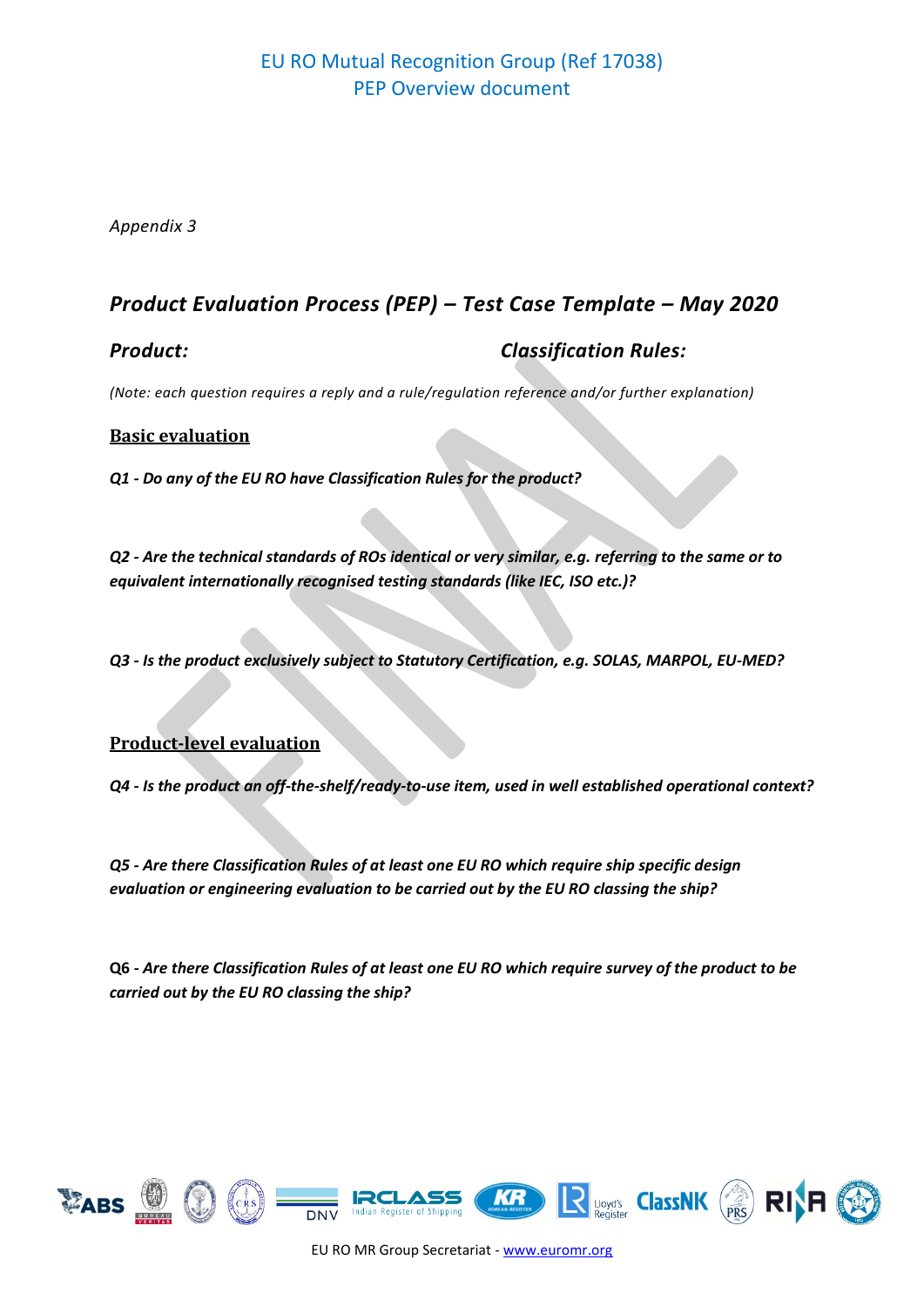*Appendix 3*

## *Product Evaluation Process (PEP) – Test Case Template – May 2020*

***Product:*** ***Classification Rules:***

*(Note: each question requires a reply and a rule/regulation reference and/or further explanation)*

### Basic evaluation

***Q1 - Do any of the EU RO have Classification Rules for the product?***

***Q2 - Are the technical standards of ROs identical or very similar, e.g. referring to the same or to equivalent internationally recognised testing standards (like IEC, ISO etc.)?***

***Q3 - Is the product exclusively subject to Statutory Certification, e.g. SOLAS, MARPOL, EU-MED?***

### Product-level evaluation

***Q4 - Is the product an off-the-shelf/ready-to-use item, used in well established operational context?***

***Q5 - Are there Classification Rules of at least one EU RO which require ship specific design evaluation or engineering evaluation to be carried out by the EU RO classing the ship?***

**Q6** ***- Are there Classification Rules of at least one EU RO which require survey of the product to be carried out by the EU RO classing the ship?***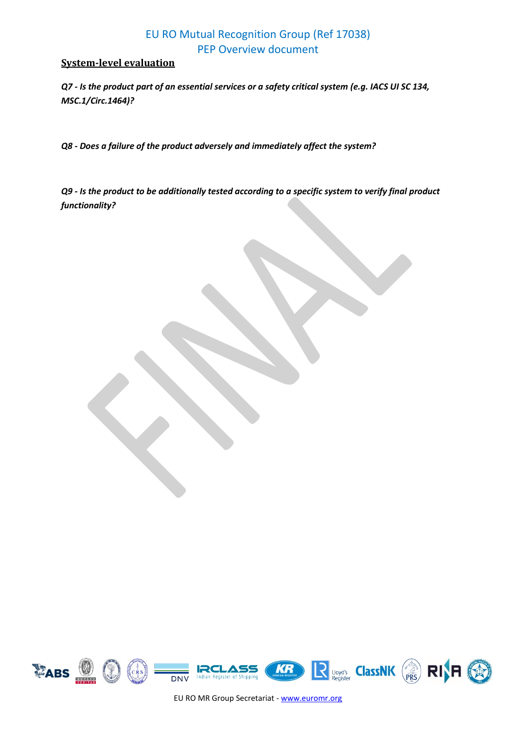**System-level evaluation**

***Q7 - Is the product part of an essential services or a safety critical system (e.g. IACS UI SC 134, MSC.1/Circ.1464)?***

***Q8 - Does a failure of the product adversely and immediately affect the system?***

***Q9 - Is the product to be additionally tested according to a specific system to verify final product functionality?***